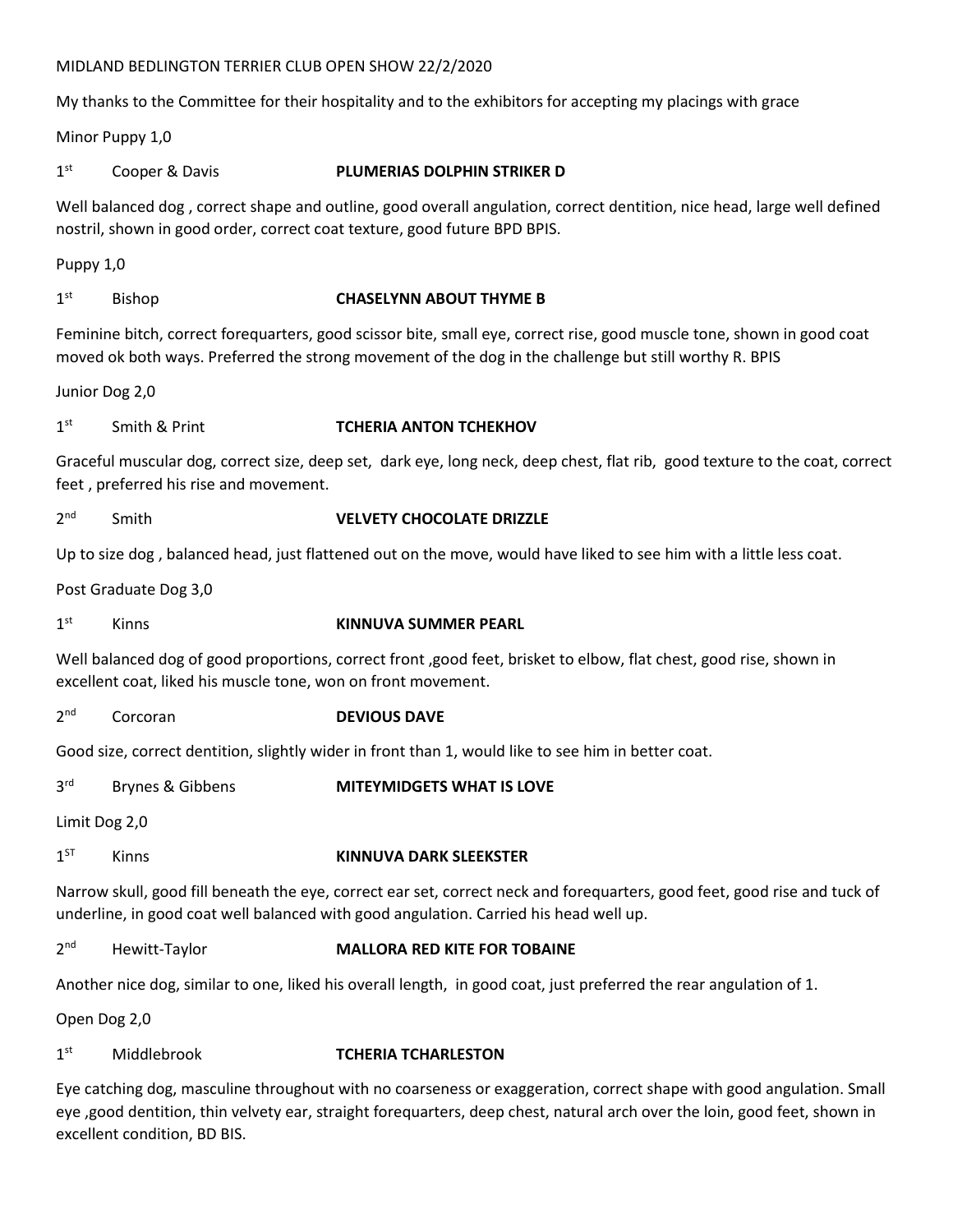MIDLAND BEDLINGTON TERRIER CLUB OPEN SHOW 22/2/2020

My thanks to the Committee for their hospitality and to the exhibitors for accepting my placings with grace

Minor Puppy 1,0

1st Cooper & Davis **PLUMERIAS DOLPHIN STRIKER D**

Well balanced dog , correct shape and outline, good overall angulation, correct dentition, nice head, large well defined nostril, shown in good order, correct coat texture, good future BPD BPIS.

Puppy 1,0

1st Bishop **CHASELYNN ABOUT THYME B**

Feminine bitch, correct forequarters, good scissor bite, small eye, correct rise, good muscle tone, shown in good coat moved ok both ways. Preferred the strong movement of the dog in the challenge but still worthy R. BPIS

Junior Dog 2,0

1st Smith & Print **TCHERIA ANTON TCHEKHOV**

Graceful muscular dog, correct size, deep set, dark eye, long neck, deep chest, flat rib, good texture to the coat, correct feet , preferred his rise and movement.

2nd Smith **VELVETY CHOCOLATE DRIZZLE**

Up to size dog , balanced head, just flattened out on the move, would have liked to see him with a little less coat.

Post Graduate Dog 3,0

1st Kinns **KINNUVA SUMMER PEARL**

Well balanced dog of good proportions, correct front ,good feet, brisket to elbow, flat chest, good rise, shown in excellent coat, liked his muscle tone, won on front movement.

2nd Corcoran **DEVIOUS DAVE**

Good size, correct dentition, slightly wider in front than 1, would like to see him in better coat.

3rd Brynes & Gibbens **MITEYMIDGETS WHAT IS LOVE**

Limit Dog 2,0

1ST Kinns **KINNUVA DARK SLEEKSTER**

Narrow skull, good fill beneath the eye, correct ear set, correct neck and forequarters, good feet, good rise and tuck of underline, in good coat well balanced with good angulation. Carried his head well up.

2nd Hewitt-Taylor **MALLORA RED KITE FOR TOBAINE**

Another nice dog, similar to one, liked his overall length, in good coat, just preferred the rear angulation of 1.

Open Dog 2,0

1st Middlebrook **TCHERIA TCHARLESTON**

Eye catching dog, masculine throughout with no coarseness or exaggeration, correct shape with good angulation. Small eye ,good dentition, thin velvety ear, straight forequarters, deep chest, natural arch over the loin, good feet, shown in excellent condition, BD BIS.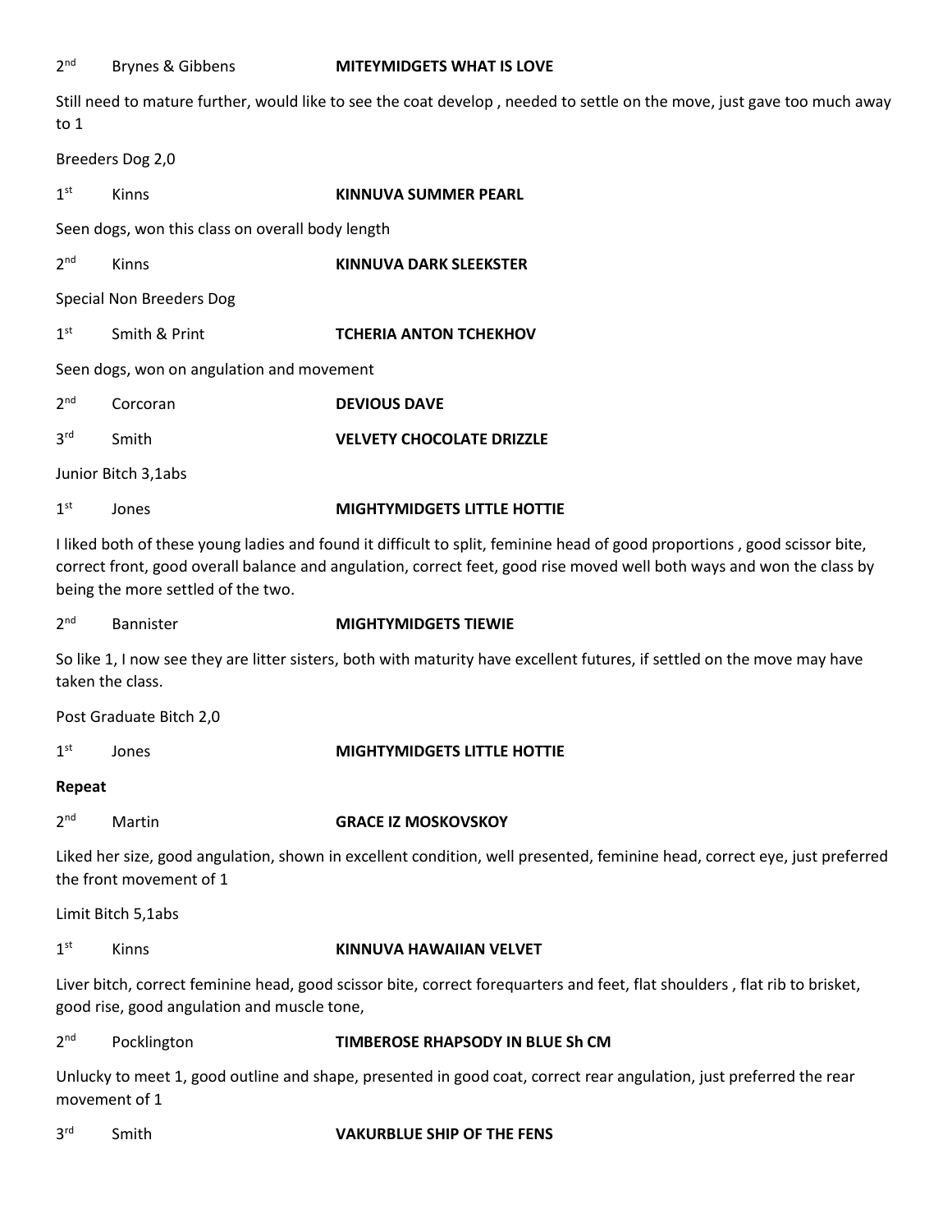2nd Brynes & Gibbens **MITEYMIDGETS WHAT IS LOVE**

Still need to mature further, would like to see the coat develop , needed to settle on the move, just gave too much away to 1

Breeders Dog 2,0

1st Kinns **KINNUVA SUMMER PEARL**

Seen dogs, won this class on overall body length

2nd Kinns **KINNUVA DARK SLEEKSTER**

Special Non Breeders Dog

1st Smith & Print **TCHERIA ANTON TCHEKHOV**

Seen dogs, won on angulation and movement

2nd Corcoran **DEVIOUS DAVE**

3rd Smith **VELVETY CHOCOLATE DRIZZLE**

Junior Bitch 3,1abs

1st Jones **MIGHTYMIDGETS LITTLE HOTTIE**

I liked both of these young ladies and found it difficult to split, feminine head of good proportions , good scissor bite, correct front, good overall balance and angulation, correct feet, good rise moved well both ways and won the class by being the more settled of the two.

2nd Bannister **MIGHTYMIDGETS TIEWIE**

So like 1, I now see they are litter sisters, both with maturity have excellent futures, if settled on the move may have taken the class.

Post Graduate Bitch 2,0

1st Jones **MIGHTYMIDGETS LITTLE HOTTIE**

**Repeat**

2nd Martin **GRACE IZ MOSKOVSKOY**

Liked her size, good angulation, shown in excellent condition, well presented, feminine head, correct eye, just preferred the front movement of 1

Limit Bitch 5,1abs

1st Kinns **KINNUVA HAWAIIAN VELVET**

Liver bitch, correct feminine head, good scissor bite, correct forequarters and feet, flat shoulders , flat rib to brisket, good rise, good angulation and muscle tone,

2nd Pocklington **TIMBEROSE RHAPSODY IN BLUE Sh CM**

Unlucky to meet 1, good outline and shape, presented in good coat, correct rear angulation, just preferred the rear movement of 1

3rd Smith **VAKURBLUE SHIP OF THE FENS**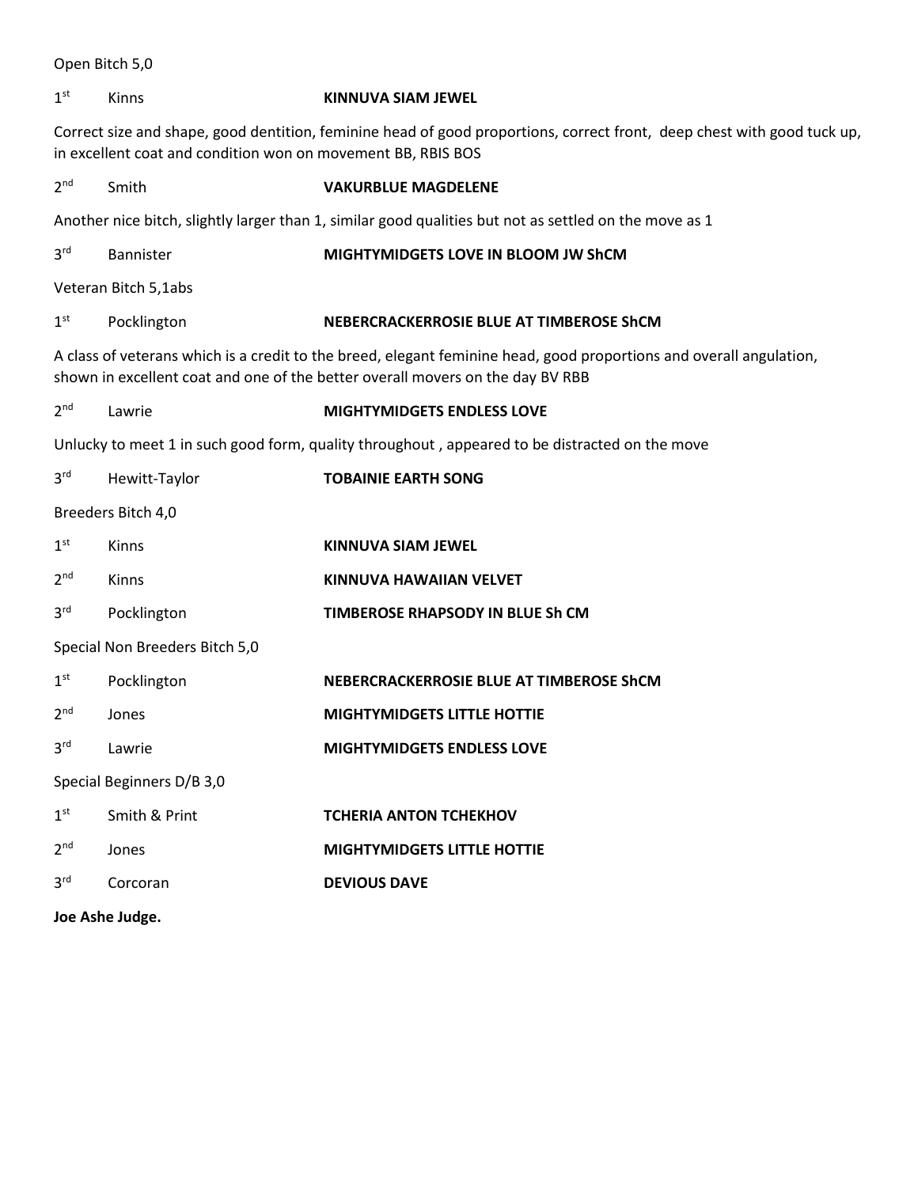Open Bitch 5,0

1st Kinns **KINNUVA SIAM JEWEL**

Correct size and shape, good dentition, feminine head of good proportions, correct front, deep chest with good tuck up, in excellent coat and condition won on movement BB, RBIS BOS

2nd Smith **VAKURBLUE MAGDELENE**

Another nice bitch, slightly larger than 1, similar good qualities but not as settled on the move as 1

3rd Bannister **MIGHTYMIDGETS LOVE IN BLOOM JW ShCM**

Veteran Bitch 5,1abs

1st Pocklington **NEBERCRACKERROSIE BLUE AT TIMBEROSE ShCM**

A class of veterans which is a credit to the breed, elegant feminine head, good proportions and overall angulation, shown in excellent coat and one of the better overall movers on the day BV RBB

2nd Lawrie **MIGHTYMIDGETS ENDLESS LOVE**

Unlucky to meet 1 in such good form, quality throughout , appeared to be distracted on the move

3rd Hewitt-Taylor **TOBAINIE EARTH SONG**

Breeders Bitch 4,0

1st Kinns **KINNUVA SIAM JEWEL**

2nd Kinns **KINNUVA HAWAIIAN VELVET**

3rd Pocklington **TIMBEROSE RHAPSODY IN BLUE Sh CM**

Special Non Breeders Bitch 5,0

1st Pocklington **NEBERCRACKERROSIE BLUE AT TIMBEROSE ShCM**

2nd Jones **MIGHTYMIDGETS LITTLE HOTTIE**

3rd Lawrie **MIGHTYMIDGETS ENDLESS LOVE**

Special Beginners D/B 3,0

1st Smith & Print **TCHERIA ANTON TCHEKHOV**

2nd Jones **MIGHTYMIDGETS LITTLE HOTTIE**

3rd Corcoran **DEVIOUS DAVE**

**Joe Ashe Judge.**